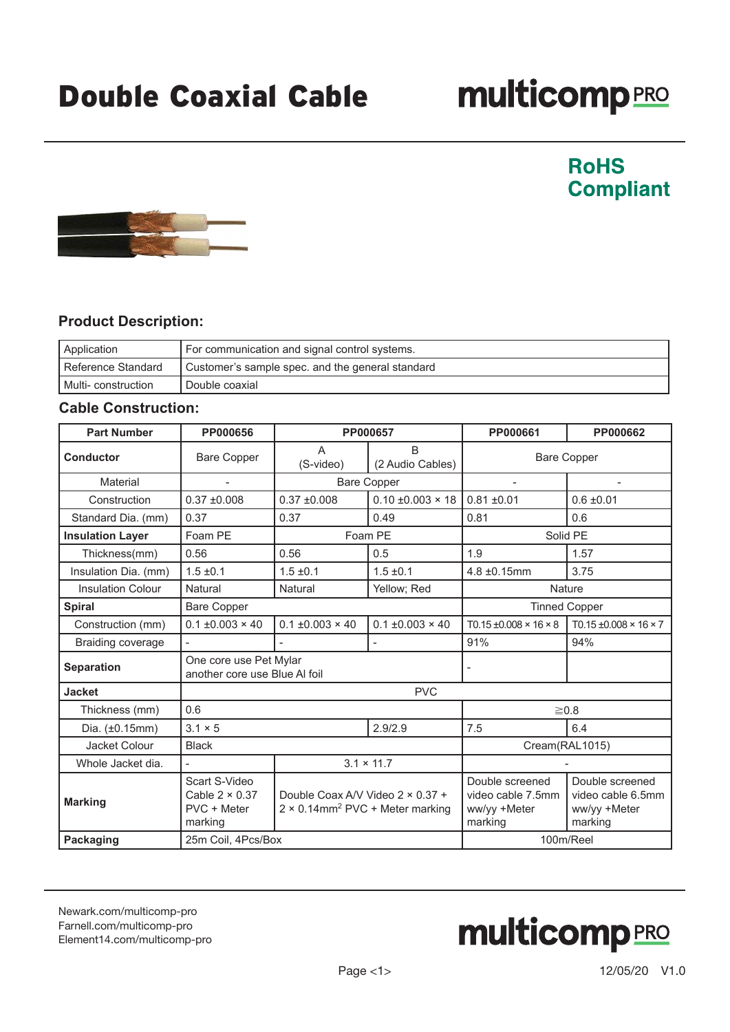# Double Coaxial Cable

multicomp PRO

**RoHS Compliant**

## Product Description:

| | |
|---|---|
| Application | For communication and signal control systems. |
| Reference Standard | Customer's sample spec. and the general standard |
| Multi- construction | Double coaxial |

## Cable Construction:

| Part Number | PP000656 | PP000657 | | PP000661 | PP000662 |
|---|---|---|---|---|---|
| **Conductor** | Bare Copper | A (S-video) | B (2 Audio Cables) | Bare Copper | |
| Material | - | Bare Copper | | - | - |
| Construction | 0.37 ±0.008 | 0.37 ±0.008 | 0.10 ±0.003 × 18 | 0.81 ±0.01 | 0.6 ±0.01 |
| Standard Dia. (mm) | 0.37 | 0.37 | 0.49 | 0.81 | 0.6 |
| **Insulation Layer** | Foam PE | Foam PE | | Solid PE | |
| Thickness(mm) | 0.56 | 0.56 | 0.5 | 1.9 | 1.57 |
| Insulation Dia. (mm) | 1.5 ±0.1 | 1.5 ±0.1 | 1.5 ±0.1 | 4.8 ±0.15mm | 3.75 |
| Insulation Colour | Natural | Natural | Yellow; Red | Nature | |
| **Spiral** | Bare Copper | | | Tinned Copper | |
| Construction (mm) | 0.1 ±0.003 × 40 | 0.1 ±0.003 × 40 | 0.1 ±0.003 × 40 | T0.15 ±0.008 × 16 × 8 | T0.15 ±0.008 × 16 × 7 |
| Braiding coverage | - | - | - | 91% | 94% |
| **Separation** | One core use Pet Mylar another core use Blue Al foil | | | - | |
| **Jacket** | PVC | | | | |
| Thickness (mm) | 0.6 | | | ≧0.8 | |
| Dia. (±0.15mm) | 3.1 × 5 | | 2.9/2.9 | 7.5 | 6.4 |
| Jacket Colour | Black | | | Cream(RAL1015) | |
| Whole Jacket dia. | - | 3.1 × 11.7 | | - | |
| **Marking** | Scart S-Video Cable 2 × 0.37 PVC + Meter marking | Double Coax A/V Video 2 × 0.37 + 2 × 0.14mm² PVC + Meter marking | | Double screened video cable 7.5mm ww/yy +Meter marking | Double screened video cable 6.5mm ww/yy +Meter marking |
| **Packaging** | 25m Coil, 4Pcs/Box | | | 100m/Reel | |

Newark.com/multicomp-pro
Farnell.com/multicomp-pro
Element14.com/multicomp-pro

12/05/20 V1.0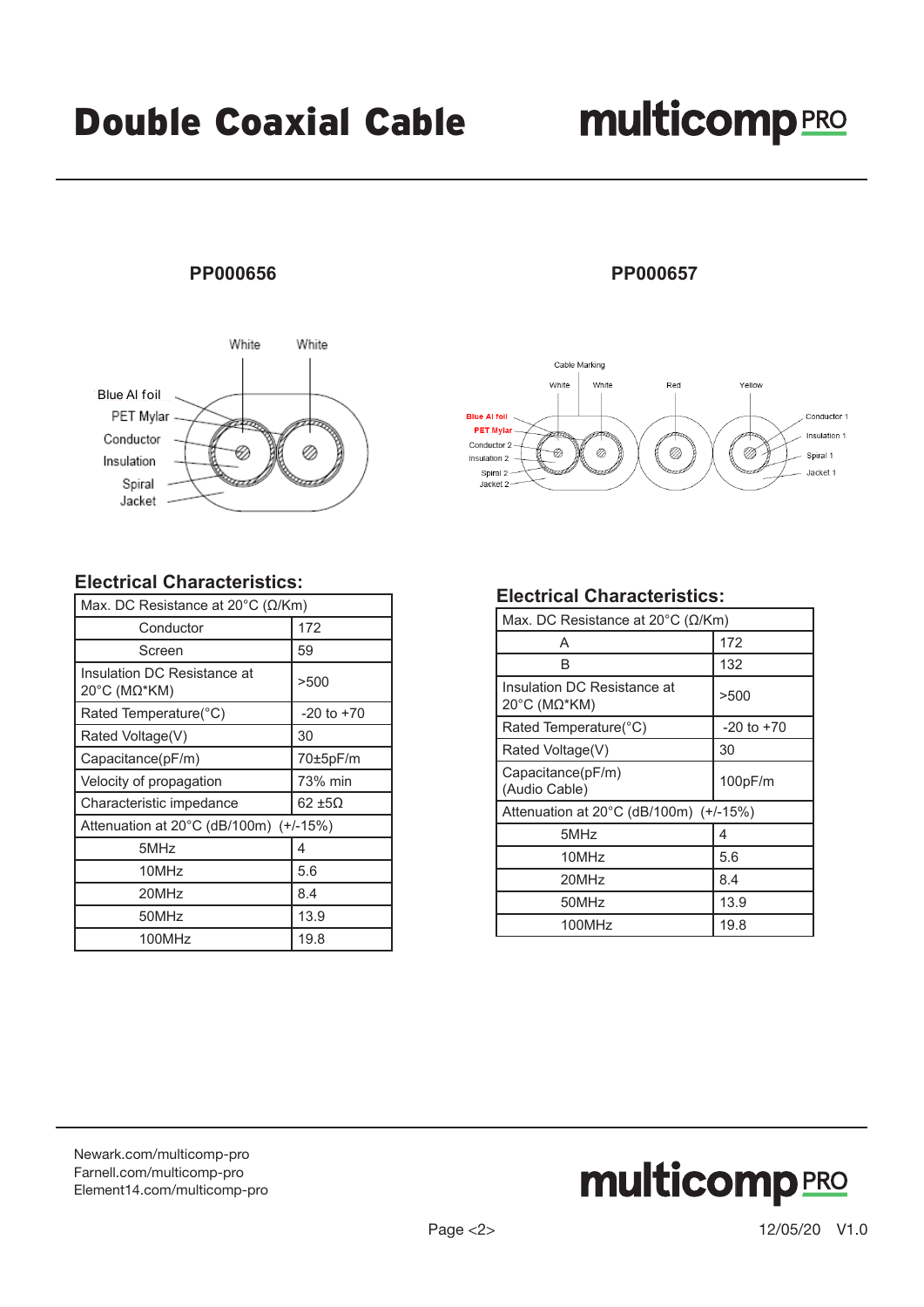# Double Coaxial Cable

## PP000656

White White

Blue Al foil
PET Mylar
Conductor
Insulation
Spiral
Jacket

### Electrical Characteristics:

| Max. DC Resistance at 20°C (Ω/Km) | |
|---|---|
| Conductor | 172 |
| Screen | 59 |
| Insulation DC Resistance at 20°C (MΩ*KM) | >500 |
| Rated Temperature(°C) | -20 to +70 |
| Rated Voltage(V) | 30 |
| Capacitance(pF/m) | 70±5pF/m |
| Velocity of propagation | 73% min |
| Characteristic impedance | 62 ±5Ω |
| Attenuation at 20°C (dB/100m) (+/-15%) | |
| 5MHz | 4 |
| 10MHz | 5.6 |
| 20MHz | 8.4 |
| 50MHz | 13.9 |
| 100MHz | 19.8 |

## PP000657

Cable Marking

White White Red Yellow

Blue Al foil
PET Mylar
Conductor 2
Insulation 2
Spiral 2
Jacket 2

Conductor 1
Insulation 1
Spiral 1
Jacket 1

### Electrical Characteristics:

| Max. DC Resistance at 20°C (Ω/Km) | |
|---|---|
| A | 172 |
| B | 132 |
| Insulation DC Resistance at 20°C (MΩ*KM) | >500 |
| Rated Temperature(°C) | -20 to +70 |
| Rated Voltage(V) | 30 |
| Capacitance(pF/m) (Audio Cable) | 100pF/m |
| Attenuation at 20°C (dB/100m) (+/-15%) | |
| 5MHz | 4 |
| 10MHz | 5.6 |
| 20MHz | 8.4 |
| 50MHz | 13.9 |
| 100MHz | 19.8 |

Newark.com/multicomp-pro
Farnell.com/multicomp-pro
Element14.com/multicomp-pro

12/05/20 V1.0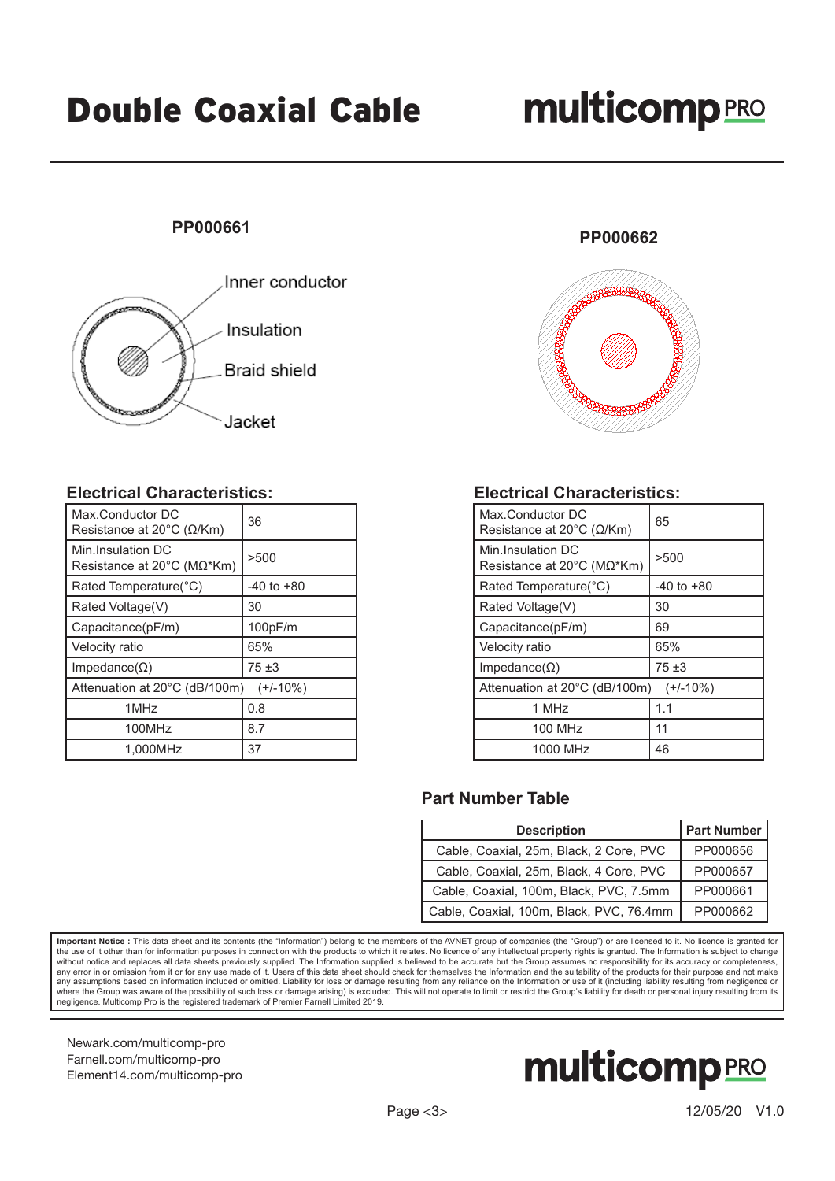# Double Coaxial Cable

**multicomp PRO**

### PP000661

Inner conductor

Insulation

Braid shield

Jacket

### Electrical Characteristics:

| | |
|---|---|
| Max.Conductor DC Resistance at 20°C (Ω/Km) | 36 |
| Min.Insulation DC Resistance at 20°C (MΩ*Km) | >500 |
| Rated Temperature(°C) | -40 to +80 |
| Rated Voltage(V) | 30 |
| Capacitance(pF/m) | 100pF/m |
| Velocity ratio | 65% |
| Impedance(Ω) | 75 ±3 |
| Attenuation at 20°C (dB/100m) (+/-10%) | |
| 1MHz | 0.8 |
| 100MHz | 8.7 |
| 1,000MHz | 37 |

### PP000662

### Electrical Characteristics:

| | |
|---|---|
| Max.Conductor DC Resistance at 20°C (Ω/Km) | 65 |
| Min.Insulation DC Resistance at 20°C (MΩ*Km) | >500 |
| Rated Temperature(°C) | -40 to +80 |
| Rated Voltage(V) | 30 |
| Capacitance(pF/m) | 69 |
| Velocity ratio | 65% |
| Impedance(Ω) | 75 ±3 |
| Attenuation at 20°C (dB/100m) (+/-10%) | |
| 1 MHz | 1.1 |
| 100 MHz | 11 |
| 1000 MHz | 46 |

### Part Number Table

| Description | Part Number |
|---|---|
| Cable, Coaxial, 25m, Black, 2 Core, PVC | PP000656 |
| Cable, Coaxial, 25m, Black, 4 Core, PVC | PP000657 |
| Cable, Coaxial, 100m, Black, PVC, 7.5mm | PP000661 |
| Cable, Coaxial, 100m, Black, PVC, 76.4mm | PP000662 |

**Important Notice :** This data sheet and its contents (the "Information") belong to the members of the AVNET group of companies (the "Group") or are licensed to it. No licence is granted for the use of it other than for information purposes in connection with the products to which it relates. No licence of any intellectual property rights is granted. The Information is subject to change without notice and replaces all data sheets previously supplied. The Information supplied is believed to be accurate but the Group assumes no responsibility for its accuracy or completeness, any error in or omission from it or for any use made of it. Users of this data sheet should check for themselves the Information and the suitability of the products for their purpose and not make any assumptions based on information included or omitted. Liability for loss or damage resulting from any reliance on the Information or use of it (including liability resulting from negligence or where the Group was aware of the possibility of such loss or damage arising) is excluded. This will not operate to limit or restrict the Group's liability for death or personal injury resulting from its negligence. Multicomp Pro is the registered trademark of Premier Farnell Limited 2019.

Newark.com/multicomp-pro
Farnell.com/multicomp-pro
Element14.com/multicomp-pro

**multicomp PRO**

12/05/20 V1.0